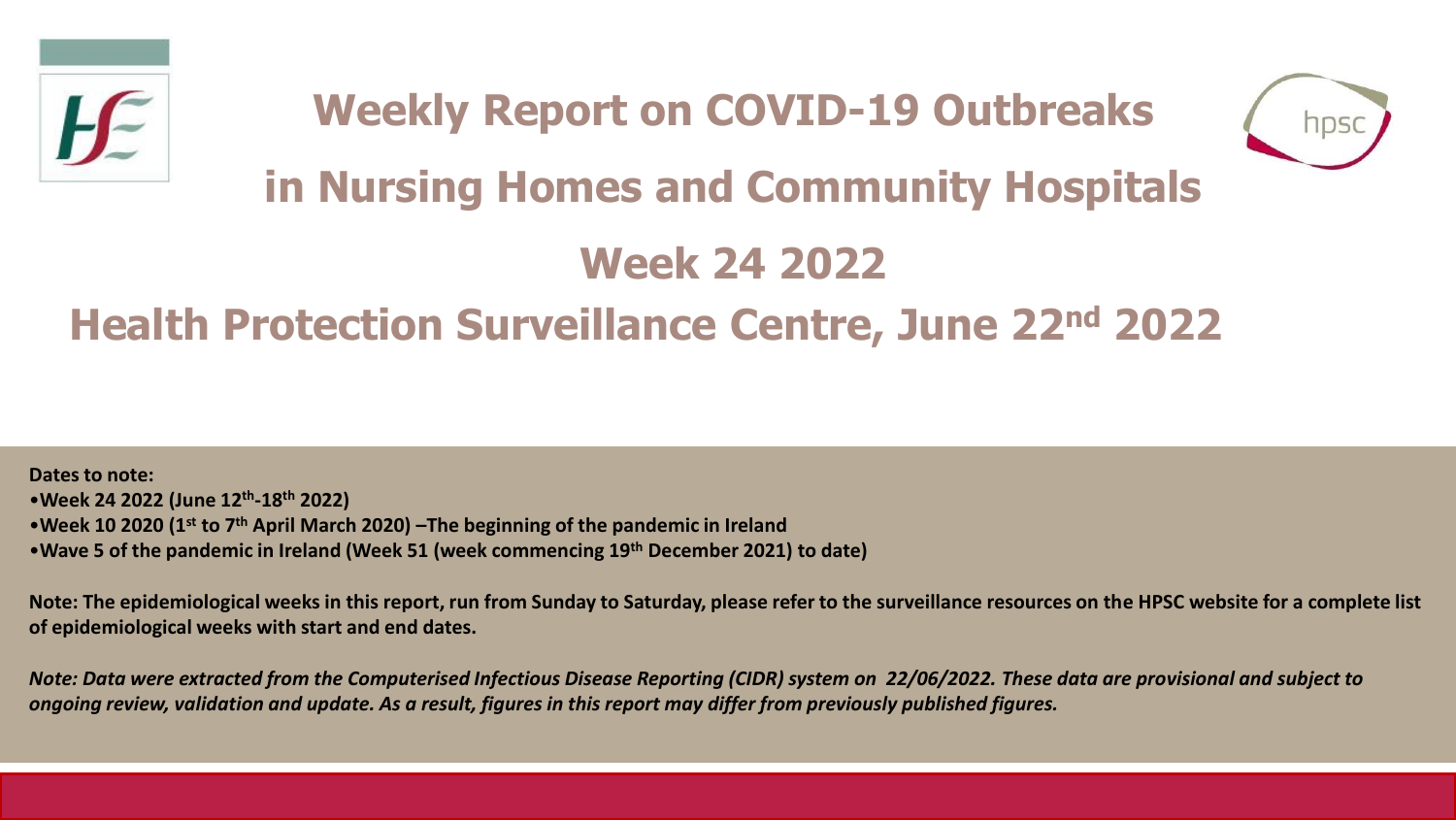# Weekly Report on COVID-19 Outbreaks in Nursing Homes and Community Hospitals

## Week 24 2022

## Health Protection Surveillance Centre, June 22nd 2022

**Dates to note:**

- **Week 24 2022 (June 12th-18th 2022)**
- **Week 10 2020 (1st to 7th April March 2020) –The beginning of the pandemic in Ireland**
- **Wave 5 of the pandemic in Ireland (Week 51 (week commencing 19th December 2021) to date)**

**Note: The epidemiological weeks in this report, run from Sunday to Saturday, please refer to the surveillance resources on the HPSC website for a complete list of epidemiological weeks with start and end dates.**

***Note: Data were extracted from the Computerised Infectious Disease Reporting (CIDR) system on 22/06/2022. These data are provisional and subject to ongoing review, validation and update. As a result, figures in this report may differ from previously published figures.***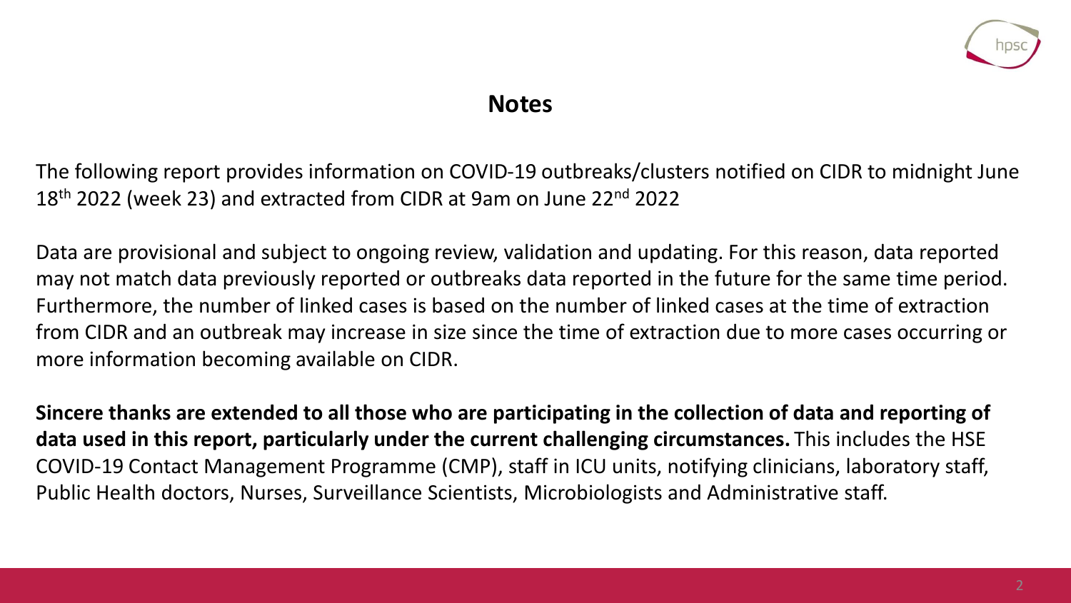## Notes

The following report provides information on COVID-19 outbreaks/clusters notified on CIDR to midnight June 18th 2022 (week 23) and extracted from CIDR at 9am on June 22nd 2022

Data are provisional and subject to ongoing review, validation and updating. For this reason, data reported may not match data previously reported or outbreaks data reported in the future for the same time period. Furthermore, the number of linked cases is based on the number of linked cases at the time of extraction from CIDR and an outbreak may increase in size since the time of extraction due to more cases occurring or more information becoming available on CIDR.

**Sincere thanks are extended to all those who are participating in the collection of data and reporting of data used in this report, particularly under the current challenging circumstances.** This includes the HSE COVID-19 Contact Management Programme (CMP), staff in ICU units, notifying clinicians, laboratory staff, Public Health doctors, Nurses, Surveillance Scientists, Microbiologists and Administrative staff.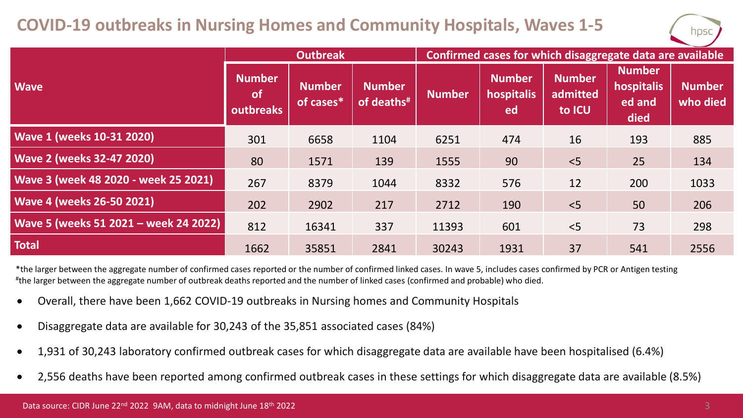# COVID-19 outbreaks in Nursing Homes and Community Hospitals, Waves 1-5

| Wave | Outbreak | | | Confirmed cases for which disaggregate data are available | | | | |
|---|---|---|---|---|---|---|---|---|
| | Number of outbreaks | Number of cases* | Number of deaths# | Number | Number hospitalised | Number admitted to ICU | Number hospitalised and died | Number who died |
| Wave 1 (weeks 10-31 2020) | 301 | 6658 | 1104 | 6251 | 474 | 16 | 193 | 885 |
| Wave 2 (weeks 32-47 2020) | 80 | 1571 | 139 | 1555 | 90 | <5 | 25 | 134 |
| Wave 3 (week 48 2020 - week 25 2021) | 267 | 8379 | 1044 | 8332 | 576 | 12 | 200 | 1033 |
| Wave 4 (weeks 26-50 2021) | 202 | 2902 | 217 | 2712 | 190 | <5 | 50 | 206 |
| Wave 5 (weeks 51 2021 – week 24 2022) | 812 | 16341 | 337 | 11393 | 601 | <5 | 73 | 298 |
| Total | 1662 | 35851 | 2841 | 30243 | 1931 | 37 | 541 | 2556 |

*the larger between the aggregate number of confirmed cases reported or the number of confirmed linked cases. In wave 5, includes cases confirmed by PCR or Antigen testing
#the larger between the aggregate number of outbreak deaths reported and the number of linked cases (confirmed and probable) who died.

- Overall, there have been 1,662 COVID-19 outbreaks in Nursing homes and Community Hospitals
- Disaggregate data are available for 30,243 of the 35,851 associated cases (84%)
- 1,931 of 30,243 laboratory confirmed outbreak cases for which disaggregate data are available have been hospitalised (6.4%)
- 2,556 deaths have been reported among confirmed outbreak cases in these settings for which disaggregate data are available (8.5%)

Data source: CIDR June 22nd 2022 9AM, data to midnight June 18th 2022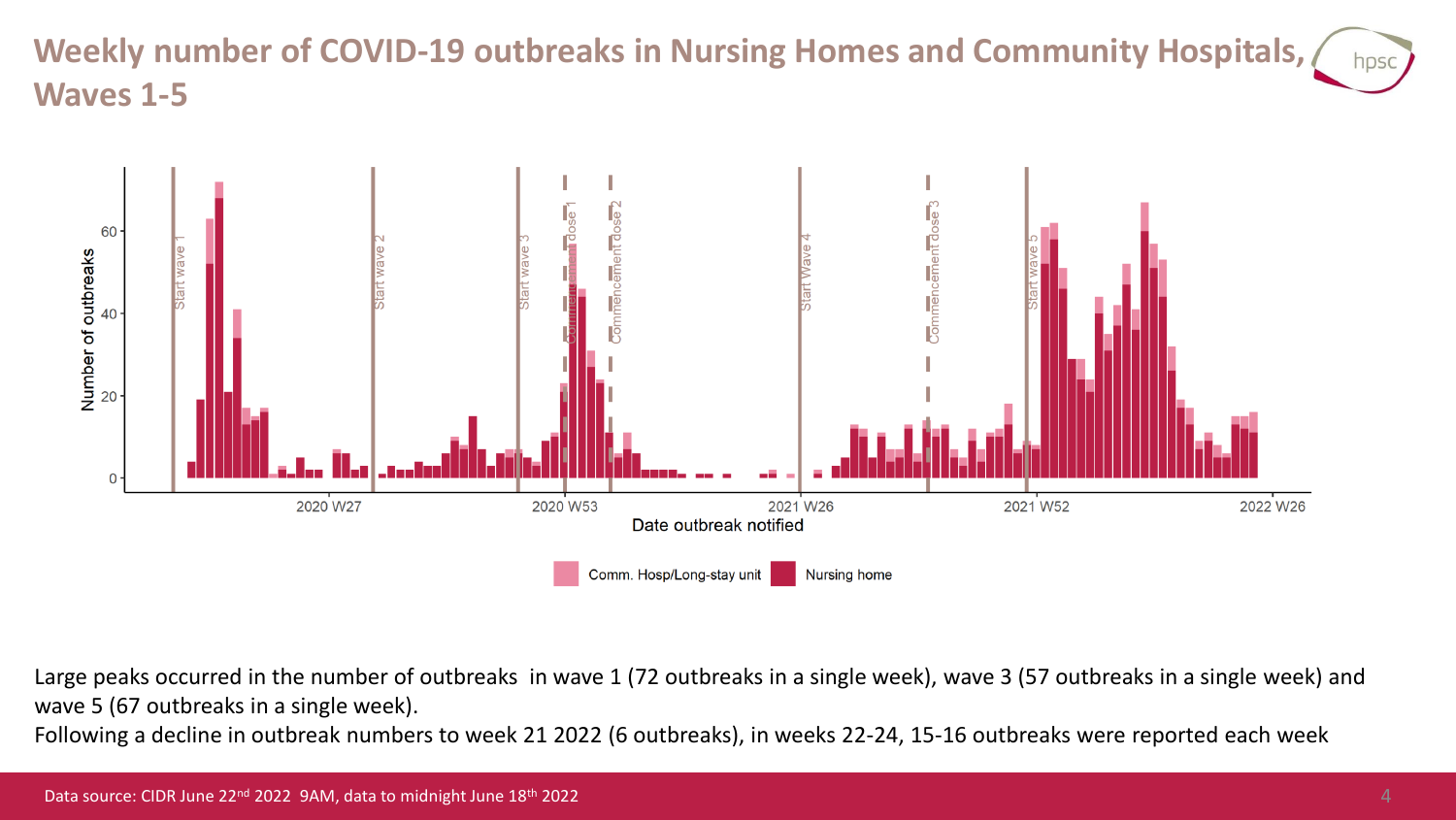# Weekly number of COVID-19 outbreaks in Nursing Homes and Community Hospitals, Waves 1-5

Large peaks occurred in the number of outbreaks in wave 1 (72 outbreaks in a single week), wave 3 (57 outbreaks in a single week) and wave 5 (67 outbreaks in a single week).

Following a decline in outbreak numbers to week 21 2022 (6 outbreaks), in weeks 22-24, 15-16 outbreaks were reported each week

Data source: CIDR June 22nd 2022 9AM, data to midnight June 18th 2022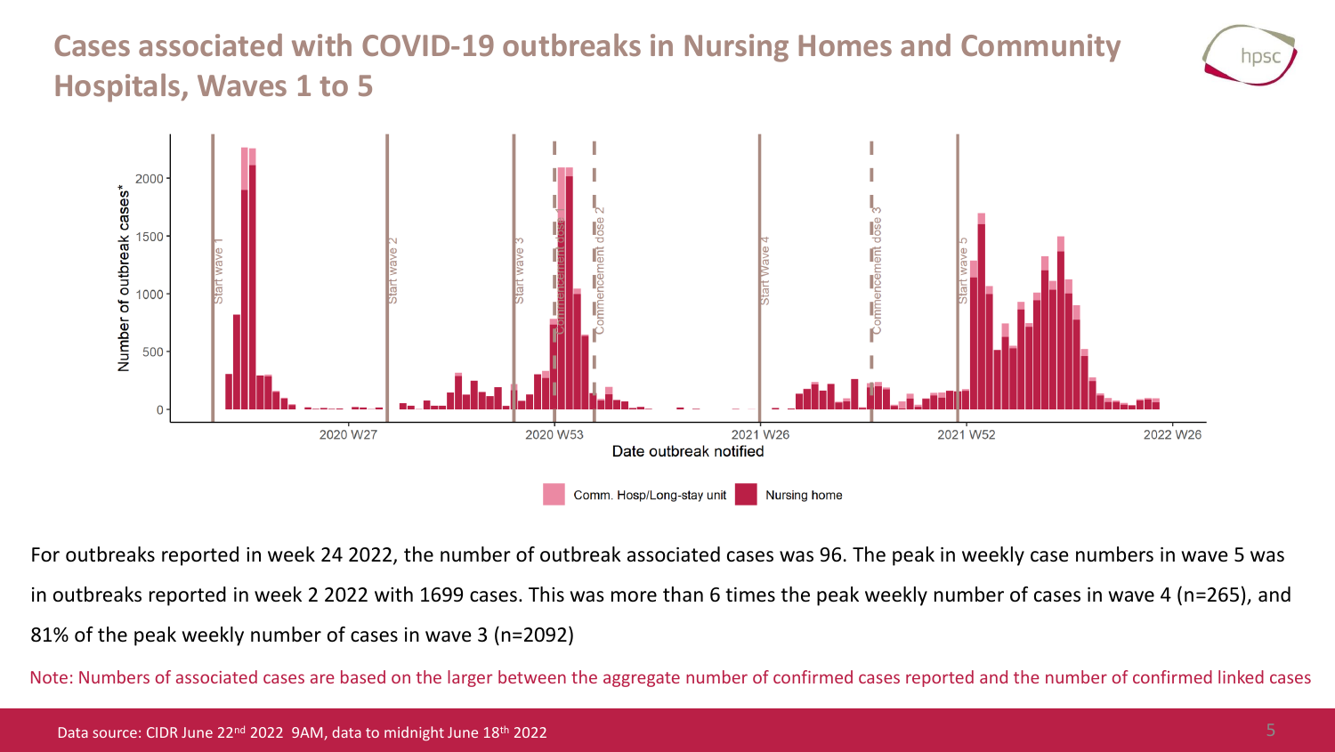# Cases associated with COVID-19 outbreaks in Nursing Homes and Community Hospitals, Waves 1 to 5

For outbreaks reported in week 24 2022, the number of outbreak associated cases was 96. The peak in weekly case numbers in wave 5 was in outbreaks reported in week 2 2022 with 1699 cases. This was more than 6 times the peak weekly number of cases in wave 4 (n=265), and 81% of the peak weekly number of cases in wave 3 (n=2092)

Note: Numbers of associated cases are based on the larger between the aggregate number of confirmed cases reported and the number of confirmed linked cases

Data source: CIDR June 22nd 2022 9AM, data to midnight June 18th 2022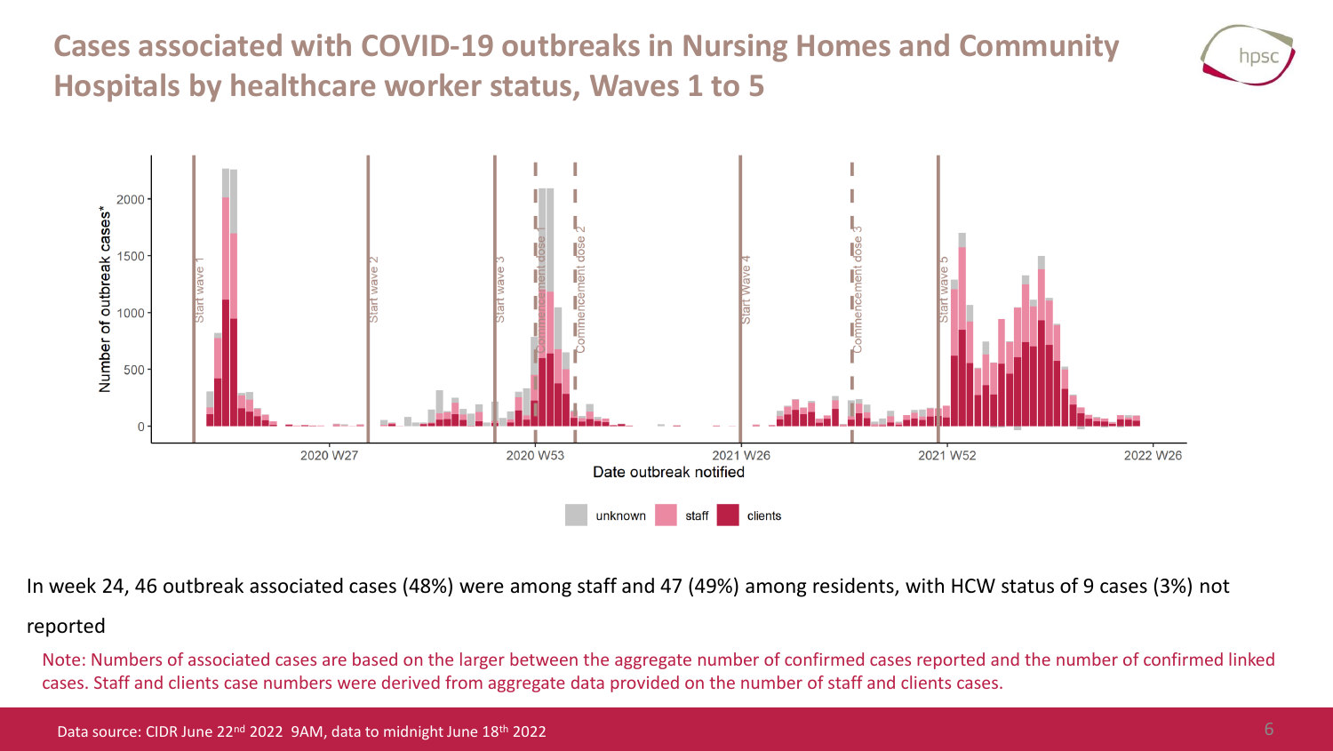# Cases associated with COVID-19 outbreaks in Nursing Homes and Community Hospitals by healthcare worker status, Waves 1 to 5

In week 24, 46 outbreak associated cases (48%) were among staff and 47 (49%) among residents, with HCW status of 9 cases (3%) not reported

Note: Numbers of associated cases are based on the larger between the aggregate number of confirmed cases reported and the number of confirmed linked cases. Staff and clients case numbers were derived from aggregate data provided on the number of staff and clients cases.

Data source: CIDR June 22nd 2022 9AM, data to midnight June 18th 2022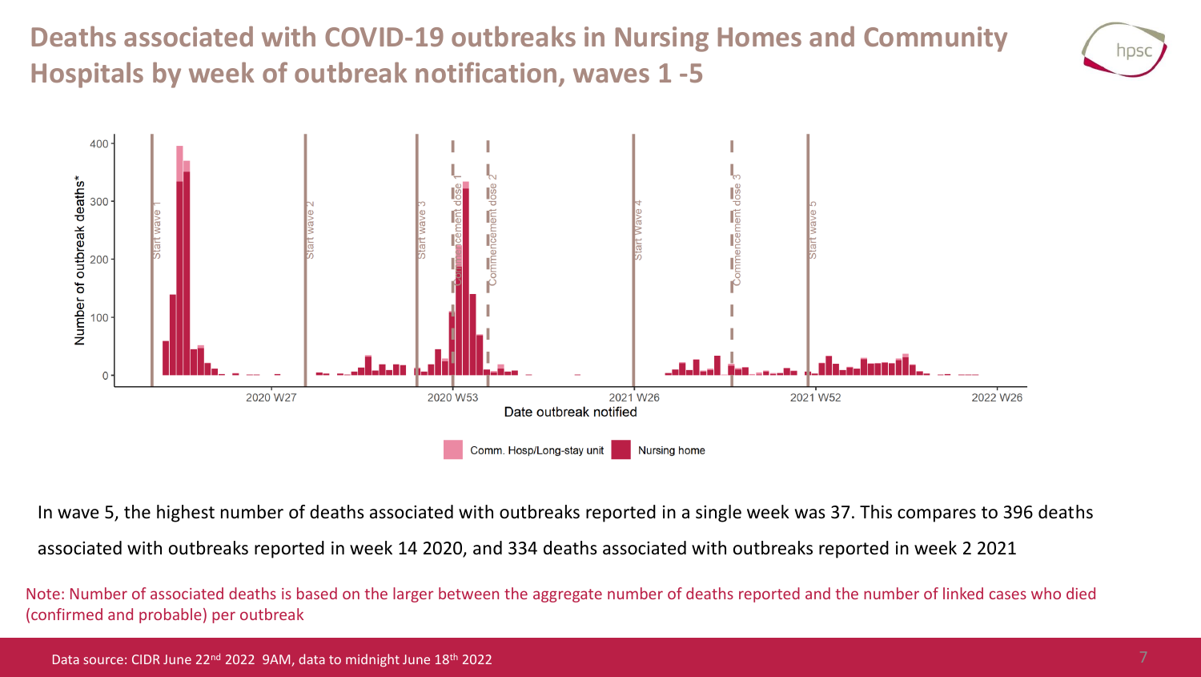# Deaths associated with COVID-19 outbreaks in Nursing Homes and Community Hospitals by week of outbreak notification, waves 1 -5

In wave 5, the highest number of deaths associated with outbreaks reported in a single week was 37. This compares to 396 deaths associated with outbreaks reported in week 14 2020, and 334 deaths associated with outbreaks reported in week 2 2021

Note: Number of associated deaths is based on the larger between the aggregate number of deaths reported and the number of linked cases who died (confirmed and probable) per outbreak

Data source: CIDR June 22nd 2022 9AM, data to midnight June 18th 2022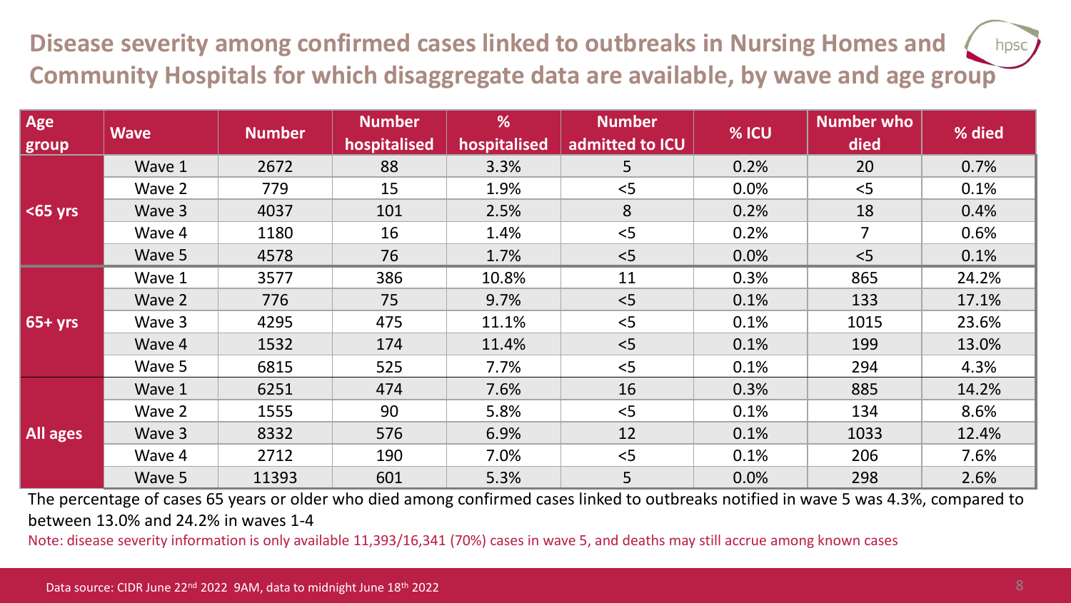# Disease severity among confirmed cases linked to outbreaks in Nursing Homes and Community Hospitals for which disaggregate data are available, by wave and age group

| Age group | Wave | Number | Number hospitalised | % hospitalised | Number admitted to ICU | % ICU | Number who died | % died |
|---|---|---|---|---|---|---|---|---|
| <65 yrs | Wave 1 | 2672 | 88 | 3.3% | 5 | 0.2% | 20 | 0.7% |
| | Wave 2 | 779 | 15 | 1.9% | <5 | 0.0% | <5 | 0.1% |
| | Wave 3 | 4037 | 101 | 2.5% | 8 | 0.2% | 18 | 0.4% |
| | Wave 4 | 1180 | 16 | 1.4% | <5 | 0.2% | 7 | 0.6% |
| | Wave 5 | 4578 | 76 | 1.7% | <5 | 0.0% | <5 | 0.1% |
| 65+ yrs | Wave 1 | 3577 | 386 | 10.8% | 11 | 0.3% | 865 | 24.2% |
| | Wave 2 | 776 | 75 | 9.7% | <5 | 0.1% | 133 | 17.1% |
| | Wave 3 | 4295 | 475 | 11.1% | <5 | 0.1% | 1015 | 23.6% |
| | Wave 4 | 1532 | 174 | 11.4% | <5 | 0.1% | 199 | 13.0% |
| | Wave 5 | 6815 | 525 | 7.7% | <5 | 0.1% | 294 | 4.3% |
| All ages | Wave 1 | 6251 | 474 | 7.6% | 16 | 0.3% | 885 | 14.2% |
| | Wave 2 | 1555 | 90 | 5.8% | <5 | 0.1% | 134 | 8.6% |
| | Wave 3 | 8332 | 576 | 6.9% | 12 | 0.1% | 1033 | 12.4% |
| | Wave 4 | 2712 | 190 | 7.0% | <5 | 0.1% | 206 | 7.6% |
| | Wave 5 | 11393 | 601 | 5.3% | 5 | 0.0% | 298 | 2.6% |

The percentage of cases 65 years or older who died among confirmed cases linked to outbreaks notified in wave 5 was 4.3%, compared to between 13.0% and 24.2% in waves 1-4

Note: disease severity information is only available 11,393/16,341 (70%) cases in wave 5, and deaths may still accrue among known cases

Data source: CIDR June 22nd 2022 9AM, data to midnight June 18th 2022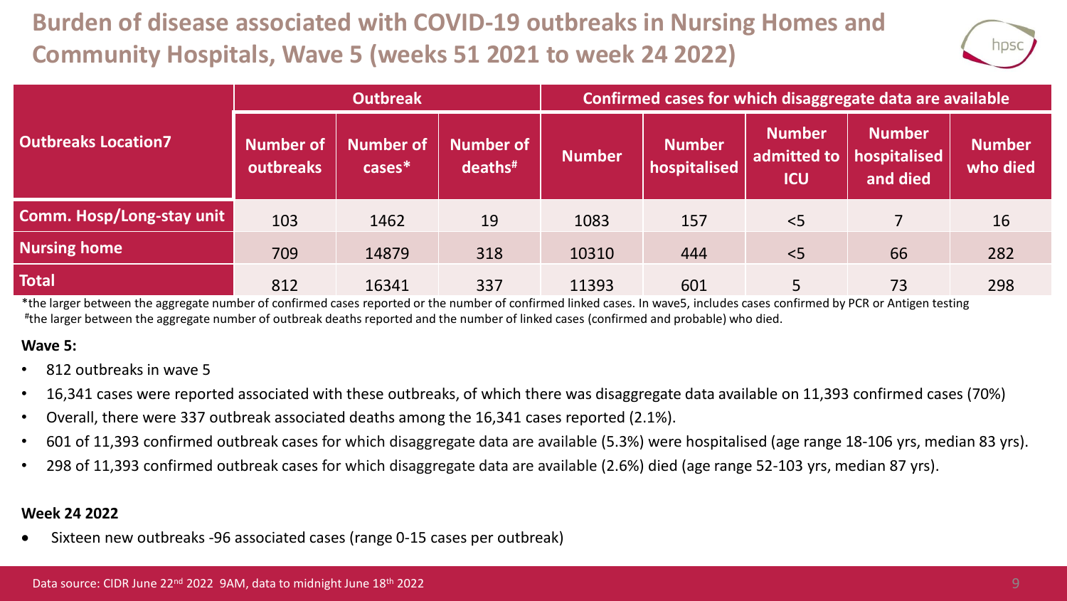# Burden of disease associated with COVID-19 outbreaks in Nursing Homes and Community Hospitals, Wave 5 (weeks 51 2021 to week 24 2022)

| Outbreaks Location7 | Outbreak | | | Confirmed cases for which disaggregate data are available | | | | |
|---|---|---|---|---|---|---|---|---|
| | Number of outbreaks | Number of cases* | Number of deaths# | Number | Number hospitalised | Number admitted to ICU | Number hospitalised and died | Number who died |
| Comm. Hosp/Long-stay unit | 103 | 1462 | 19 | 1083 | 157 | <5 | 7 | 16 |
| Nursing home | 709 | 14879 | 318 | 10310 | 444 | <5 | 66 | 282 |
| Total | 812 | 16341 | 337 | 11393 | 601 | 5 | 73 | 298 |

*the larger between the aggregate number of confirmed cases reported or the number of confirmed linked cases. In wave5, includes cases confirmed by PCR or Antigen testing

#the larger between the aggregate number of outbreak deaths reported and the number of linked cases (confirmed and probable) who died.

**Wave 5:**

- 812 outbreaks in wave 5
- 16,341 cases were reported associated with these outbreaks, of which there was disaggregate data available on 11,393 confirmed cases (70%)
- Overall, there were 337 outbreak associated deaths among the 16,341 cases reported (2.1%).
- 601 of 11,393 confirmed outbreak cases for which disaggregate data are available (5.3%) were hospitalised (age range 18-106 yrs, median 83 yrs).
- 298 of 11,393 confirmed outbreak cases for which disaggregate data are available (2.6%) died (age range 52-103 yrs, median 87 yrs).

**Week 24 2022**

- Sixteen new outbreaks -96 associated cases (range 0-15 cases per outbreak)

Data source: CIDR June 22nd 2022 9AM, data to midnight June 18th 2022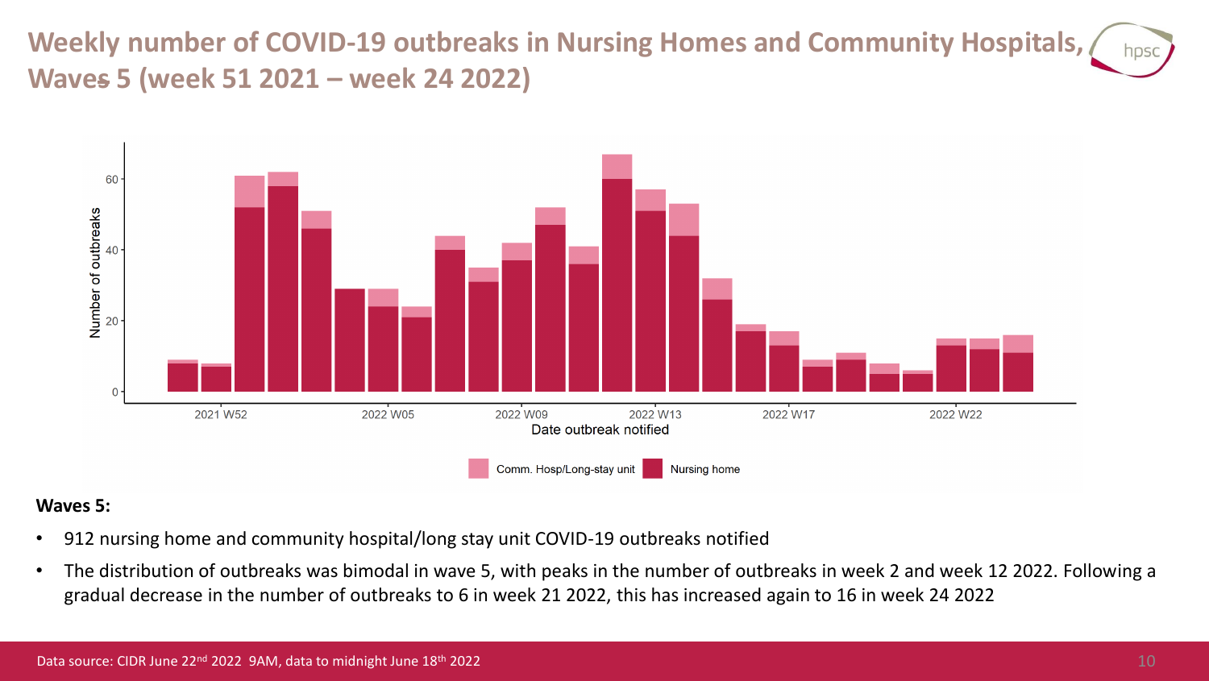# Weekly number of COVID-19 outbreaks in Nursing Homes and Community Hospitals, Waves 5 (week 51 2021 – week 24 2022)

**Waves 5:**

- 912 nursing home and community hospital/long stay unit COVID-19 outbreaks notified
- The distribution of outbreaks was bimodal in wave 5, with peaks in the number of outbreaks in week 2 and week 12 2022. Following a gradual decrease in the number of outbreaks to 6 in week 21 2022, this has increased again to 16 in week 24 2022

Data source: CIDR June 22nd 2022 9AM, data to midnight June 18th 2022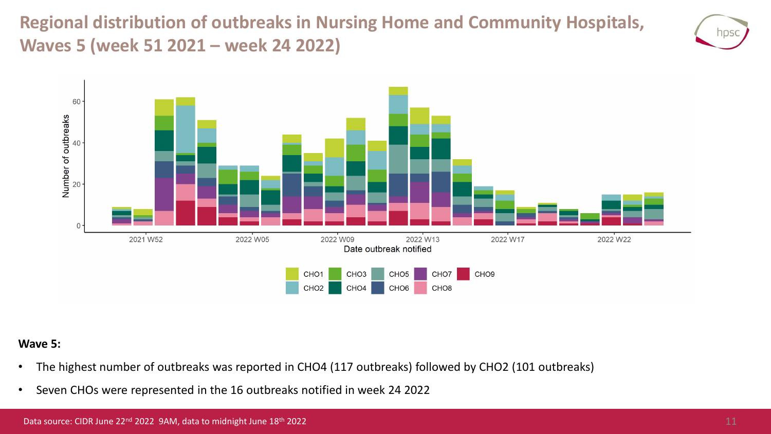# Regional distribution of outbreaks in Nursing Home and Community Hospitals, Waves 5 (week 51 2021 – week 24 2022)

**Wave 5:**

- The highest number of outbreaks was reported in CHO4 (117 outbreaks) followed by CHO2 (101 outbreaks)
- Seven CHOs were represented in the 16 outbreaks notified in week 24 2022

Data source: CIDR June 22nd 2022 9AM, data to midnight June 18th 2022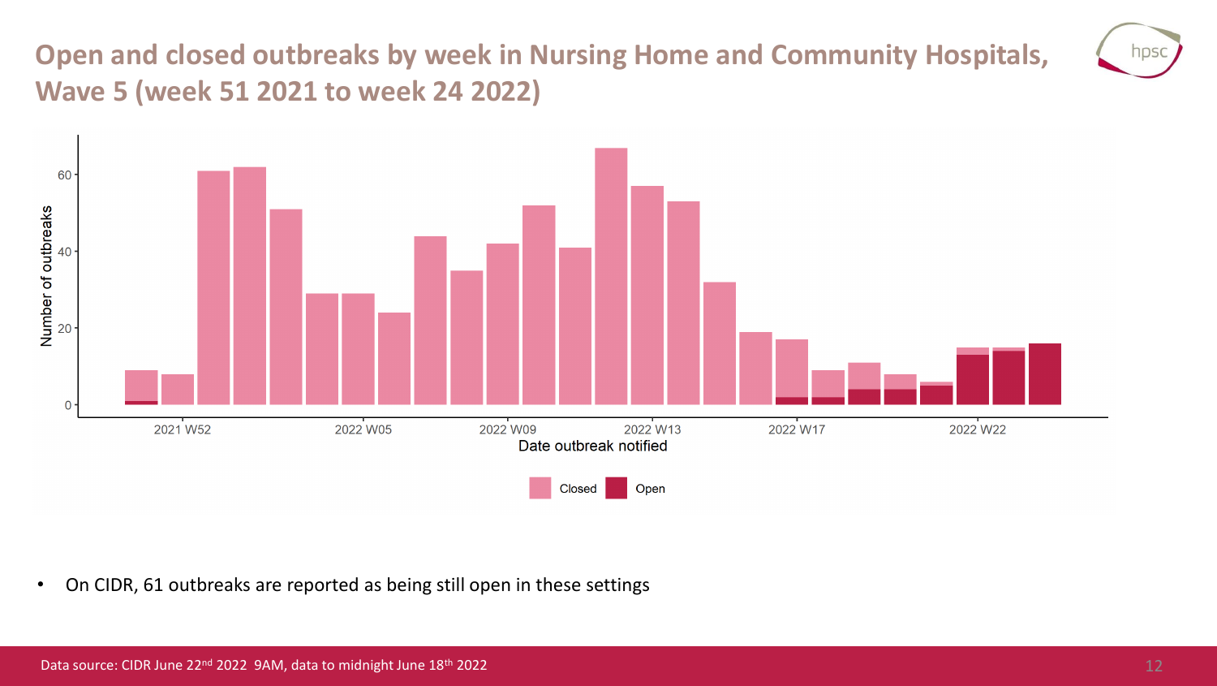# Open and closed outbreaks by week in Nursing Home and Community Hospitals, Wave 5 (week 51 2021 to week 24 2022)

- On CIDR, 61 outbreaks are reported as being still open in these settings

Data source: CIDR June 22nd 2022 9AM, data to midnight June 18th 2022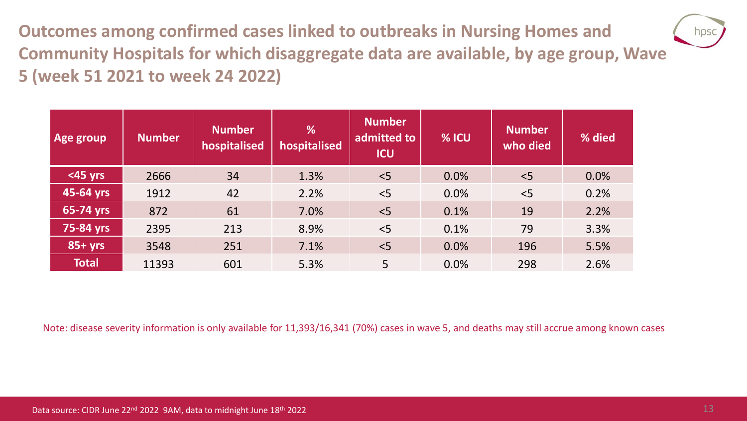# Outcomes among confirmed cases linked to outbreaks in Nursing Homes and Community Hospitals for which disaggregate data are available, by age group, Wave 5 (week 51 2021 to week 24 2022)

| Age group | Number | Number hospitalised | % hospitalised | Number admitted to ICU | % ICU | Number who died | % died |
|---|---|---|---|---|---|---|---|
| <45 yrs | 2666 | 34 | 1.3% | <5 | 0.0% | <5 | 0.0% |
| 45-64 yrs | 1912 | 42 | 2.2% | <5 | 0.0% | <5 | 0.2% |
| 65-74 yrs | 872 | 61 | 7.0% | <5 | 0.1% | 19 | 2.2% |
| 75-84 yrs | 2395 | 213 | 8.9% | <5 | 0.1% | 79 | 3.3% |
| 85+ yrs | 3548 | 251 | 7.1% | <5 | 0.0% | 196 | 5.5% |
| Total | 11393 | 601 | 5.3% | 5 | 0.0% | 298 | 2.6% |

Note: disease severity information is only available for 11,393/16,341 (70%) cases in wave 5, and deaths may still accrue among known cases

Data source: CIDR June 22nd 2022 9AM, data to midnight June 18th 2022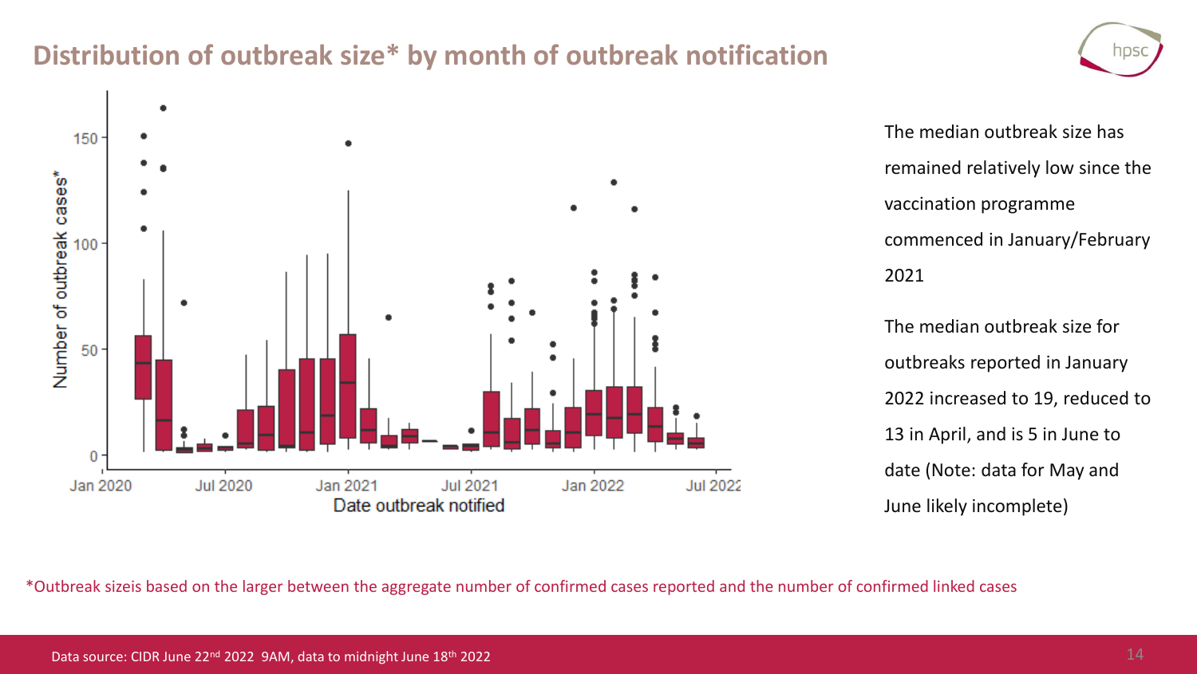# Distribution of outbreak size* by month of outbreak notification

The median outbreak size has remained relatively low since the vaccination programme commenced in January/February 2021

The median outbreak size for outbreaks reported in January 2022 increased to 19, reduced to 13 in April, and is 5 in June to date (Note: data for May and June likely incomplete)

*Outbreak sizeis based on the larger between the aggregate number of confirmed cases reported and the number of confirmed linked cases

Data source: CIDR June 22nd 2022 9AM, data to midnight June 18th 2022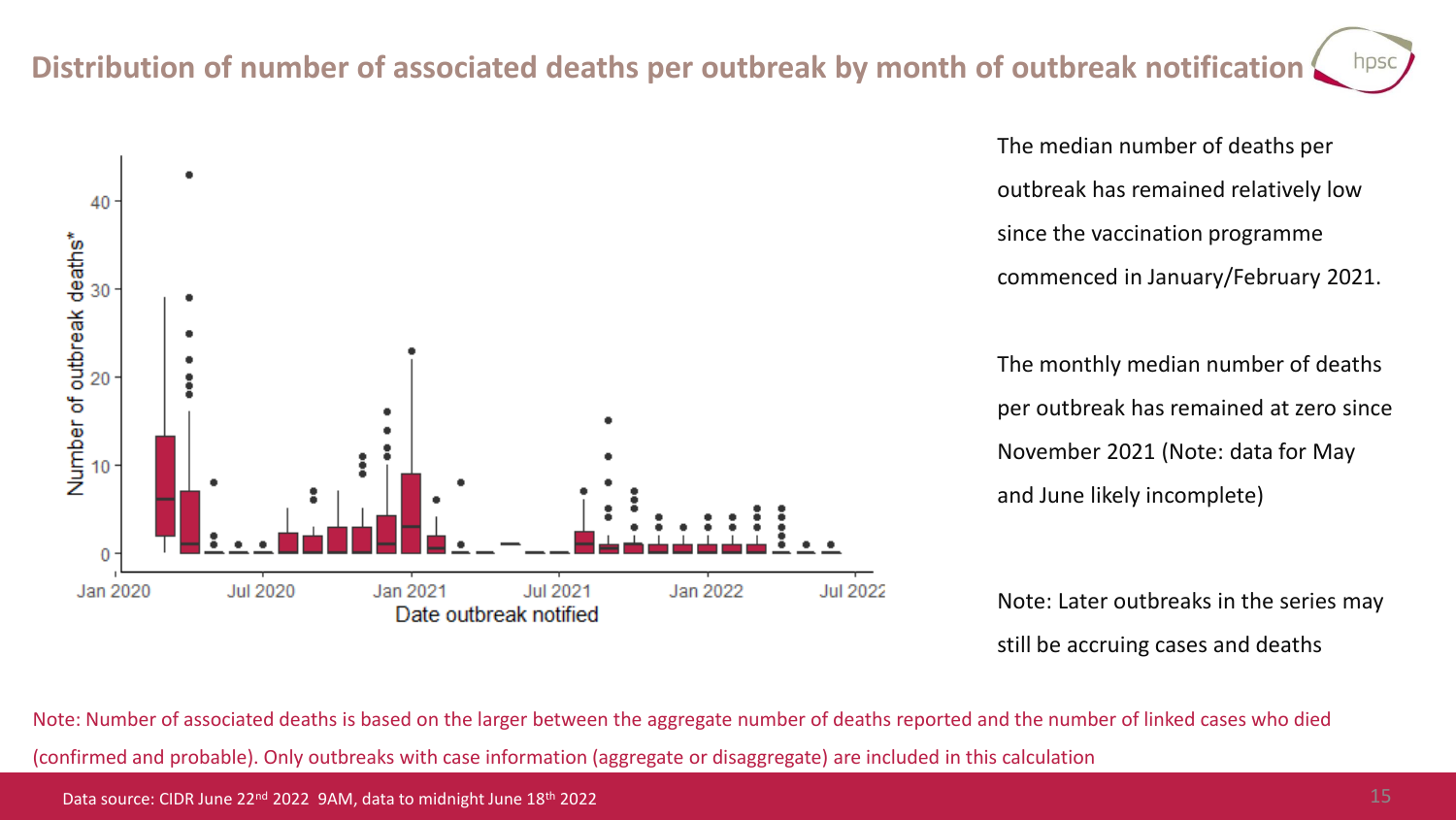## Distribution of number of associated deaths per outbreak by month of outbreak notification

The median number of deaths per outbreak has remained relatively low since the vaccination programme commenced in January/February 2021.

The monthly median number of deaths per outbreak has remained at zero since November 2021 (Note: data for May and June likely incomplete)

Note: Later outbreaks in the series may still be accruing cases and deaths

Note: Number of associated deaths is based on the larger between the aggregate number of deaths reported and the number of linked cases who died (confirmed and probable). Only outbreaks with case information (aggregate or disaggregate) are included in this calculation

Data source: CIDR June 22nd 2022 9AM, data to midnight June 18th 2022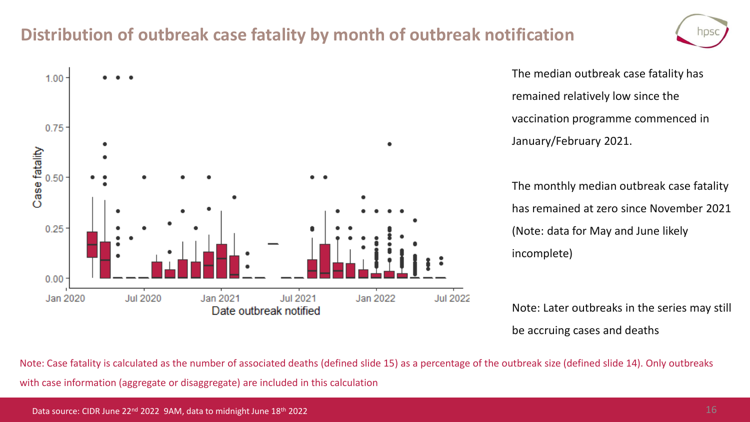# Distribution of outbreak case fatality by month of outbreak notification

Case fatality

1.00
0.75
0.50
0.25
0.00

Jan 2020
Jul 2020
Jan 2021
Jul 2021
Jan 2022
Jul 2022

Date outbreak notified

The median outbreak case fatality has remained relatively low since the vaccination programme commenced in January/February 2021.

The monthly median outbreak case fatality has remained at zero since November 2021 (Note: data for May and June likely incomplete)

Note: Later outbreaks in the series may still be accruing cases and deaths

Note: Case fatality is calculated as the number of associated deaths (defined slide 15) as a percentage of the outbreak size (defined slide 14). Only outbreaks with case information (aggregate or disaggregate) are included in this calculation

Data source: CIDR June 22nd 2022 9AM, data to midnight June 18th 2022